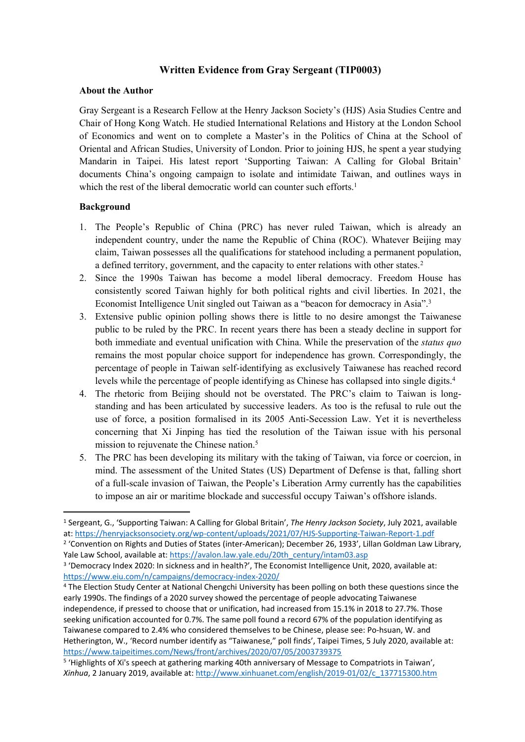# Written Evidence from Gray Sergeant (TIP0003)

## About the Author

Gray Sergeant is a Research Fellow at the Henry Jackson Society's (HJS) Asia Studies Centre and Chair of Hong Kong Watch. He studied International Relations and History at the London School of Economics and went on to complete a Master's in the Politics of China at the School of Oriental and African Studies, University of London. Prior to joining HJS, he spent a year studying Mandarin in Taipei. His latest report 'Supporting Taiwan: A Calling for Global Britain' documents China's ongoing campaign to isolate and intimidate Taiwan, and outlines ways in which the rest of the liberal democratic world can counter such efforts.[1]

## Background

1. The People's Republic of China (PRC) has never ruled Taiwan, which is already an independent country, under the name the Republic of China (ROC). Whatever Beijing may claim, Taiwan possesses all the qualifications for statehood including a permanent population, a defined territory, government, and the capacity to enter relations with other states.[2]
2. Since the 1990s Taiwan has become a model liberal democracy. Freedom House has consistently scored Taiwan highly for both political rights and civil liberties. In 2021, the Economist Intelligence Unit singled out Taiwan as a "beacon for democracy in Asia".[3]
3. Extensive public opinion polling shows there is little to no desire amongst the Taiwanese public to be ruled by the PRC. In recent years there has been a steady decline in support for both immediate and eventual unification with China. While the preservation of the *status quo* remains the most popular choice support for independence has grown. Correspondingly, the percentage of people in Taiwan self-identifying as exclusively Taiwanese has reached record levels while the percentage of people identifying as Chinese has collapsed into single digits.[4]
4. The rhetoric from Beijing should not be overstated. The PRC's claim to Taiwan is long-standing and has been articulated by successive leaders. As too is the refusal to rule out the use of force, a position formalised in its 2005 Anti-Secession Law. Yet it is nevertheless concerning that Xi Jinping has tied the resolution of the Taiwan issue with his personal mission to rejuvenate the Chinese nation.[5]
5. The PRC has been developing its military with the taking of Taiwan, via force or coercion, in mind. The assessment of the United States (US) Department of Defense is that, falling short of a full-scale invasion of Taiwan, the People's Liberation Army currently has the capabilities to impose an air or maritime blockade and successful occupy Taiwan's offshore islands.

---

[1] Sergeant, G., 'Supporting Taiwan: A Calling for Global Britain', *The Henry Jackson Society*, July 2021, available at: https://henryjacksonsociety.org/wp-content/uploads/2021/07/HJS-Supporting-Taiwan-Report-1.pdf

[2] 'Convention on Rights and Duties of States (inter-American); December 26, 1933', Lillan Goldman Law Library, Yale Law School, available at: https://avalon.law.yale.edu/20th_century/intam03.asp

[3] 'Democracy Index 2020: In sickness and in health?', The Economist Intelligence Unit, 2020, available at: https://www.eiu.com/n/campaigns/democracy-index-2020/

[4] The Election Study Center at National Chengchi University has been polling on both these questions since the early 1990s. The findings of a 2020 survey showed the percentage of people advocating Taiwanese independence, if pressed to choose that or unification, had increased from 15.1% in 2018 to 27.7%. Those seeking unification accounted for 0.7%. The same poll found a record 67% of the population identifying as Taiwanese compared to 2.4% who considered themselves to be Chinese, please see: Po-hsuan, W. and Hetherington, W., 'Record number identify as "Taiwanese," poll finds', Taipei Times, 5 July 2020, available at: https://www.taipeitimes.com/News/front/archives/2020/07/05/2003739375

[5] 'Highlights of Xi's speech at gathering marking 40th anniversary of Message to Compatriots in Taiwan', *Xinhua*, 2 January 2019, available at: http://www.xinhuanet.com/english/2019-01/02/c_137715300.htm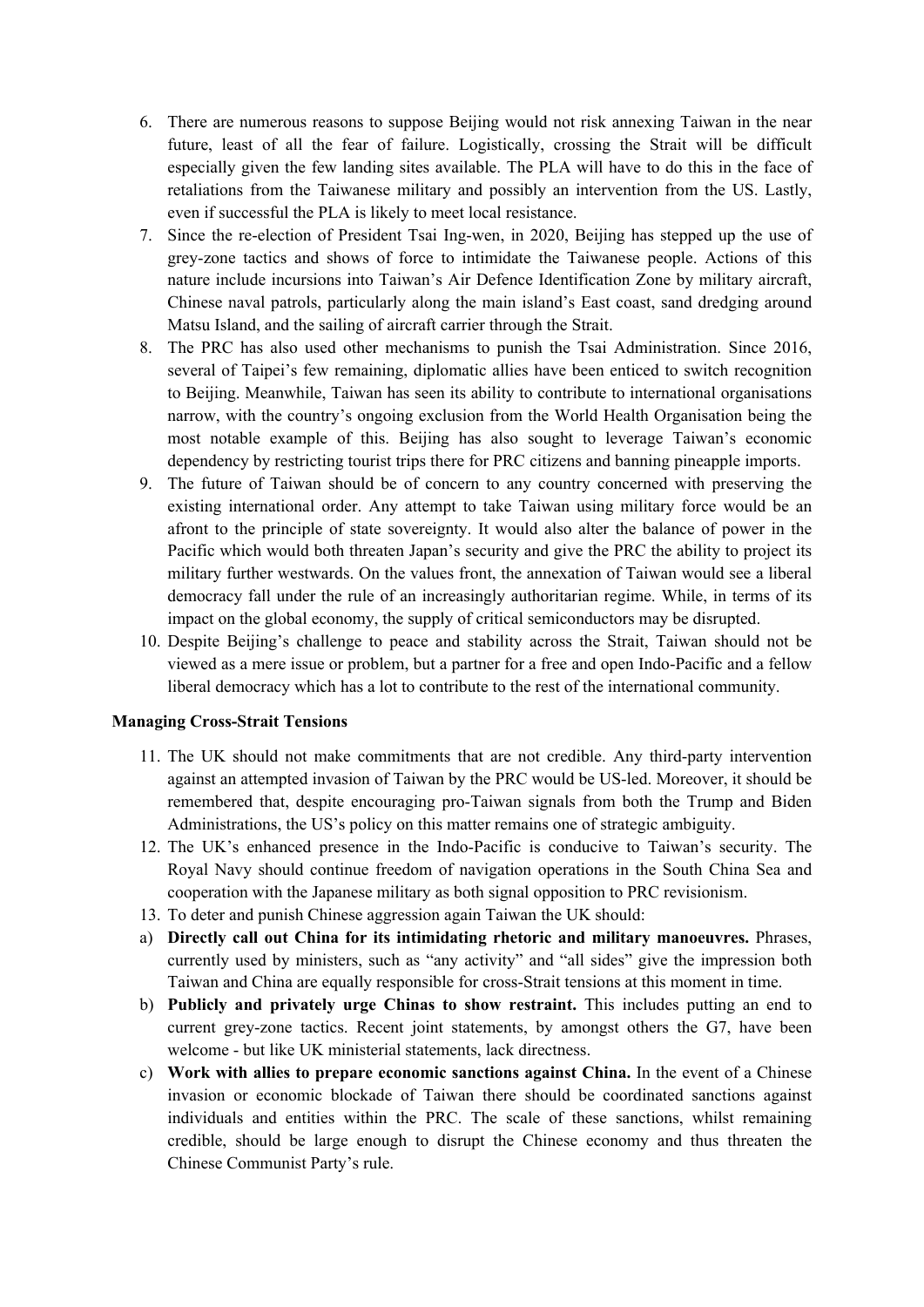6. There are numerous reasons to suppose Beijing would not risk annexing Taiwan in the near future, least of all the fear of failure. Logistically, crossing the Strait will be difficult especially given the few landing sites available. The PLA will have to do this in the face of retaliations from the Taiwanese military and possibly an intervention from the US. Lastly, even if successful the PLA is likely to meet local resistance.
7. Since the re-election of President Tsai Ing-wen, in 2020, Beijing has stepped up the use of grey-zone tactics and shows of force to intimidate the Taiwanese people. Actions of this nature include incursions into Taiwan's Air Defence Identification Zone by military aircraft, Chinese naval patrols, particularly along the main island's East coast, sand dredging around Matsu Island, and the sailing of aircraft carrier through the Strait.
8. The PRC has also used other mechanisms to punish the Tsai Administration. Since 2016, several of Taipei's few remaining, diplomatic allies have been enticed to switch recognition to Beijing. Meanwhile, Taiwan has seen its ability to contribute to international organisations narrow, with the country's ongoing exclusion from the World Health Organisation being the most notable example of this. Beijing has also sought to leverage Taiwan's economic dependency by restricting tourist trips there for PRC citizens and banning pineapple imports.
9. The future of Taiwan should be of concern to any country concerned with preserving the existing international order. Any attempt to take Taiwan using military force would be an afront to the principle of state sovereignty. It would also alter the balance of power in the Pacific which would both threaten Japan's security and give the PRC the ability to project its military further westwards. On the values front, the annexation of Taiwan would see a liberal democracy fall under the rule of an increasingly authoritarian regime. While, in terms of its impact on the global economy, the supply of critical semiconductors may be disrupted.
10. Despite Beijing's challenge to peace and stability across the Strait, Taiwan should not be viewed as a mere issue or problem, but a partner for a free and open Indo-Pacific and a fellow liberal democracy which has a lot to contribute to the rest of the international community.

**Managing Cross-Strait Tensions**

11. The UK should not make commitments that are not credible. Any third-party intervention against an attempted invasion of Taiwan by the PRC would be US-led. Moreover, it should be remembered that, despite encouraging pro-Taiwan signals from both the Trump and Biden Administrations, the US's policy on this matter remains one of strategic ambiguity.
12. The UK's enhanced presence in the Indo-Pacific is conducive to Taiwan's security. The Royal Navy should continue freedom of navigation operations in the South China Sea and cooperation with the Japanese military as both signal opposition to PRC revisionism.
13. To deter and punish Chinese aggression again Taiwan the UK should:

a) **Directly call out China for its intimidating rhetoric and military manoeuvres.** Phrases, currently used by ministers, such as "any activity" and "all sides" give the impression both Taiwan and China are equally responsible for cross-Strait tensions at this moment in time.

b) **Publicly and privately urge Chinas to show restraint.** This includes putting an end to current grey-zone tactics. Recent joint statements, by amongst others the G7, have been welcome - but like UK ministerial statements, lack directness.

c) **Work with allies to prepare economic sanctions against China.** In the event of a Chinese invasion or economic blockade of Taiwan there should be coordinated sanctions against individuals and entities within the PRC. The scale of these sanctions, whilst remaining credible, should be large enough to disrupt the Chinese economy and thus threaten the Chinese Communist Party's rule.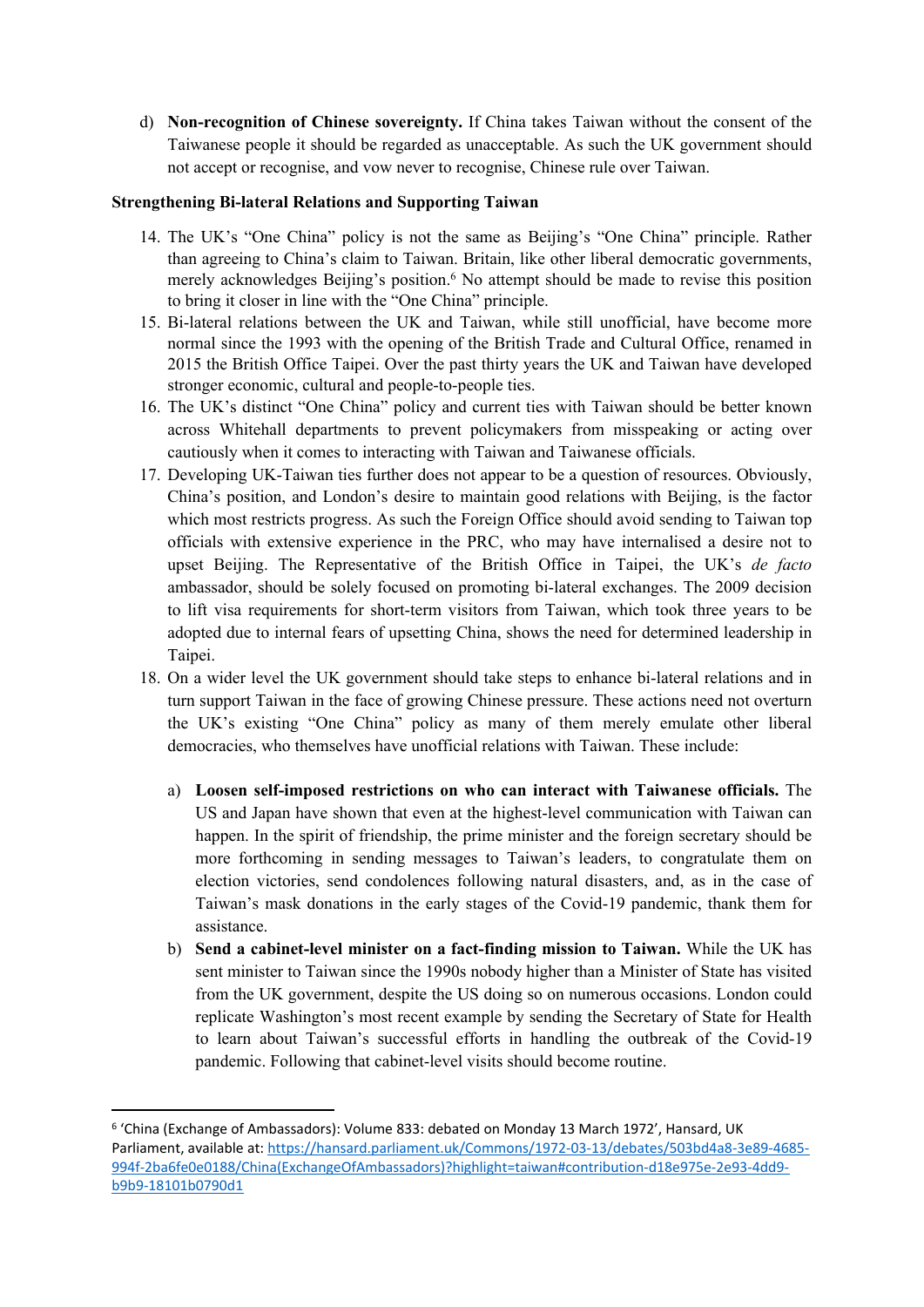d) **Non-recognition of Chinese sovereignty.** If China takes Taiwan without the consent of the Taiwanese people it should be regarded as unacceptable. As such the UK government should not accept or recognise, and vow never to recognise, Chinese rule over Taiwan.

**Strengthening Bi-lateral Relations and Supporting Taiwan**

14. The UK's "One China" policy is not the same as Beijing's "One China" principle. Rather than agreeing to China's claim to Taiwan. Britain, like other liberal democratic governments, merely acknowledges Beijing's position.[6] No attempt should be made to revise this position to bring it closer in line with the "One China" principle.
15. Bi-lateral relations between the UK and Taiwan, while still unofficial, have become more normal since the 1993 with the opening of the British Trade and Cultural Office, renamed in 2015 the British Office Taipei. Over the past thirty years the UK and Taiwan have developed stronger economic, cultural and people-to-people ties.
16. The UK's distinct "One China" policy and current ties with Taiwan should be better known across Whitehall departments to prevent policymakers from misspeaking or acting over cautiously when it comes to interacting with Taiwan and Taiwanese officials.
17. Developing UK-Taiwan ties further does not appear to be a question of resources. Obviously, China's position, and London's desire to maintain good relations with Beijing, is the factor which most restricts progress. As such the Foreign Office should avoid sending to Taiwan top officials with extensive experience in the PRC, who may have internalised a desire not to upset Beijing. The Representative of the British Office in Taipei, the UK's *de facto* ambassador, should be solely focused on promoting bi-lateral exchanges. The 2009 decision to lift visa requirements for short-term visitors from Taiwan, which took three years to be adopted due to internal fears of upsetting China, shows the need for determined leadership in Taipei.
18. On a wider level the UK government should take steps to enhance bi-lateral relations and in turn support Taiwan in the face of growing Chinese pressure. These actions need not overturn the UK's existing "One China" policy as many of them merely emulate other liberal democracies, who themselves have unofficial relations with Taiwan. These include:

    a) **Loosen self-imposed restrictions on who can interact with Taiwanese officials.** The US and Japan have shown that even at the highest-level communication with Taiwan can happen. In the spirit of friendship, the prime minister and the foreign secretary should be more forthcoming in sending messages to Taiwan's leaders, to congratulate them on election victories, send condolences following natural disasters, and, as in the case of Taiwan's mask donations in the early stages of the Covid-19 pandemic, thank them for assistance.

    b) **Send a cabinet-level minister on a fact-finding mission to Taiwan.** While the UK has sent minister to Taiwan since the 1990s nobody higher than a Minister of State has visited from the UK government, despite the US doing so on numerous occasions. London could replicate Washington's most recent example by sending the Secretary of State for Health to learn about Taiwan's successful efforts in handling the outbreak of the Covid-19 pandemic. Following that cabinet-level visits should become routine.

---

[6] 'China (Exchange of Ambassadors): Volume 833: debated on Monday 13 March 1972', Hansard, UK Parliament, available at: https://hansard.parliament.uk/Commons/1972-03-13/debates/503bd4a8-3e89-4685-994f-2ba6fe0e0188/China(ExchangeOfAmbassadors)?highlight=taiwan#contribution-d18e975e-2e93-4dd9-b9b9-18101b0790d1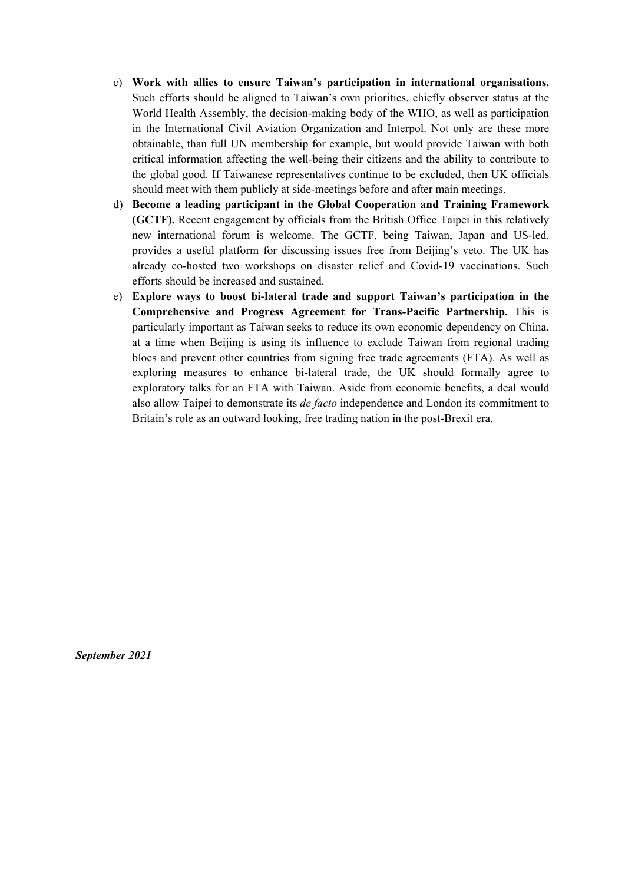c) **Work with allies to ensure Taiwan's participation in international organisations.** Such efforts should be aligned to Taiwan's own priorities, chiefly observer status at the World Health Assembly, the decision-making body of the WHO, as well as participation in the International Civil Aviation Organization and Interpol. Not only are these more obtainable, than full UN membership for example, but would provide Taiwan with both critical information affecting the well-being their citizens and the ability to contribute to the global good. If Taiwanese representatives continue to be excluded, then UK officials should meet with them publicly at side-meetings before and after main meetings.

d) **Become a leading participant in the Global Cooperation and Training Framework (GCTF).** Recent engagement by officials from the British Office Taipei in this relatively new international forum is welcome. The GCTF, being Taiwan, Japan and US-led, provides a useful platform for discussing issues free from Beijing's veto. The UK has already co-hosted two workshops on disaster relief and Covid-19 vaccinations. Such efforts should be increased and sustained.

e) **Explore ways to boost bi-lateral trade and support Taiwan's participation in the Comprehensive and Progress Agreement for Trans-Pacific Partnership.** This is particularly important as Taiwan seeks to reduce its own economic dependency on China, at a time when Beijing is using its influence to exclude Taiwan from regional trading blocs and prevent other countries from signing free trade agreements (FTA). As well as exploring measures to enhance bi-lateral trade, the UK should formally agree to exploratory talks for an FTA with Taiwan. Aside from economic benefits, a deal would also allow Taipei to demonstrate its *de facto* independence and London its commitment to Britain's role as an outward looking, free trading nation in the post-Brexit era.

***September 2021***